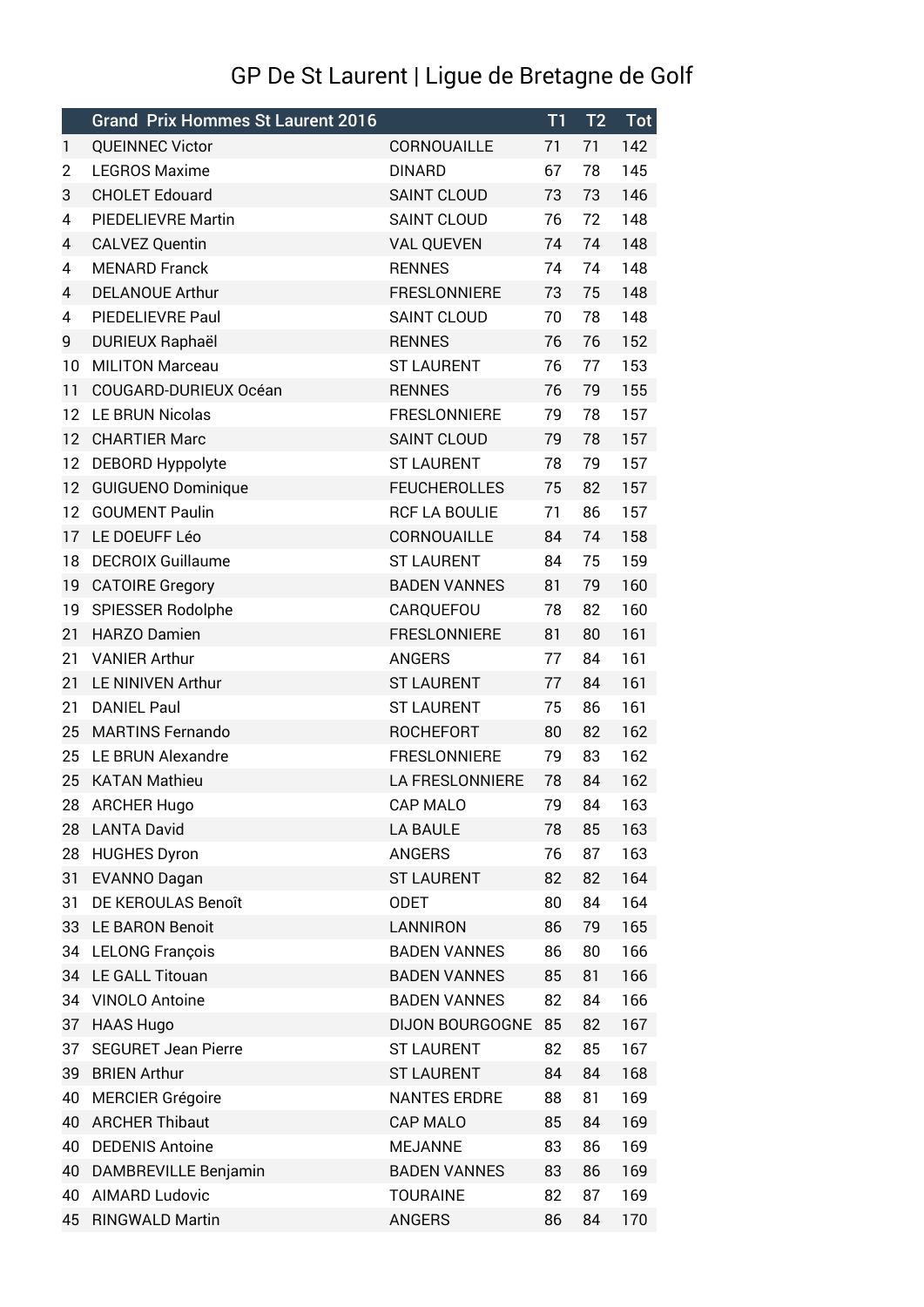# GP De St Laurent | Ligue de Bretagne de Golf

| | Grand Prix Hommes St Laurent 2016 | | T1 | T2 | Tot |
|---|---|---|---|---|---|
| 1 | QUEINNEC Victor | CORNOUAILLE | 71 | 71 | 142 |
| 2 | LEGROS Maxime | DINARD | 67 | 78 | 145 |
| 3 | CHOLET Edouard | SAINT CLOUD | 73 | 73 | 146 |
| 4 | PIEDELIEVRE Martin | SAINT CLOUD | 76 | 72 | 148 |
| 4 | CALVEZ Quentin | VAL QUEVEN | 74 | 74 | 148 |
| 4 | MENARD Franck | RENNES | 74 | 74 | 148 |
| 4 | DELANOUE Arthur | FRESLONNIERE | 73 | 75 | 148 |
| 4 | PIEDELIEVRE Paul | SAINT CLOUD | 70 | 78 | 148 |
| 9 | DURIEUX Raphaël | RENNES | 76 | 76 | 152 |
| 10 | MILITON Marceau | ST LAURENT | 76 | 77 | 153 |
| 11 | COUGARD-DURIEUX Océan | RENNES | 76 | 79 | 155 |
| 12 | LE BRUN Nicolas | FRESLONNIERE | 79 | 78 | 157 |
| 12 | CHARTIER Marc | SAINT CLOUD | 79 | 78 | 157 |
| 12 | DEBORD Hyppolyte | ST LAURENT | 78 | 79 | 157 |
| 12 | GUIGUENO Dominique | FEUCHEROLLES | 75 | 82 | 157 |
| 12 | GOUMENT Paulin | RCF LA BOULIE | 71 | 86 | 157 |
| 17 | LE DOEUFF Léo | CORNOUAILLE | 84 | 74 | 158 |
| 18 | DECROIX Guillaume | ST LAURENT | 84 | 75 | 159 |
| 19 | CATOIRE Gregory | BADEN VANNES | 81 | 79 | 160 |
| 19 | SPIESSER Rodolphe | CARQUEFOU | 78 | 82 | 160 |
| 21 | HARZO Damien | FRESLONNIERE | 81 | 80 | 161 |
| 21 | VANIER Arthur | ANGERS | 77 | 84 | 161 |
| 21 | LE NINIVEN Arthur | ST LAURENT | 77 | 84 | 161 |
| 21 | DANIEL Paul | ST LAURENT | 75 | 86 | 161 |
| 25 | MARTINS Fernando | ROCHEFORT | 80 | 82 | 162 |
| 25 | LE BRUN Alexandre | FRESLONNIERE | 79 | 83 | 162 |
| 25 | KATAN Mathieu | LA FRESLONNIERE | 78 | 84 | 162 |
| 28 | ARCHER Hugo | CAP MALO | 79 | 84 | 163 |
| 28 | LANTA David | LA BAULE | 78 | 85 | 163 |
| 28 | HUGHES Dyron | ANGERS | 76 | 87 | 163 |
| 31 | EVANNO Dagan | ST LAURENT | 82 | 82 | 164 |
| 31 | DE KEROULAS Benoît | ODET | 80 | 84 | 164 |
| 33 | LE BARON Benoit | LANNIRON | 86 | 79 | 165 |
| 34 | LELONG François | BADEN VANNES | 86 | 80 | 166 |
| 34 | LE GALL Titouan | BADEN VANNES | 85 | 81 | 166 |
| 34 | VINOLO Antoine | BADEN VANNES | 82 | 84 | 166 |
| 37 | HAAS Hugo | DIJON BOURGOGNE | 85 | 82 | 167 |
| 37 | SEGURET Jean Pierre | ST LAURENT | 82 | 85 | 167 |
| 39 | BRIEN Arthur | ST LAURENT | 84 | 84 | 168 |
| 40 | MERCIER Grégoire | NANTES ERDRE | 88 | 81 | 169 |
| 40 | ARCHER Thibaut | CAP MALO | 85 | 84 | 169 |
| 40 | DEDENIS Antoine | MEJANNE | 83 | 86 | 169 |
| 40 | DAMBREVILLE Benjamin | BADEN VANNES | 83 | 86 | 169 |
| 40 | AIMARD Ludovic | TOURAINE | 82 | 87 | 169 |
| 45 | RINGWALD Martin | ANGERS | 86 | 84 | 170 |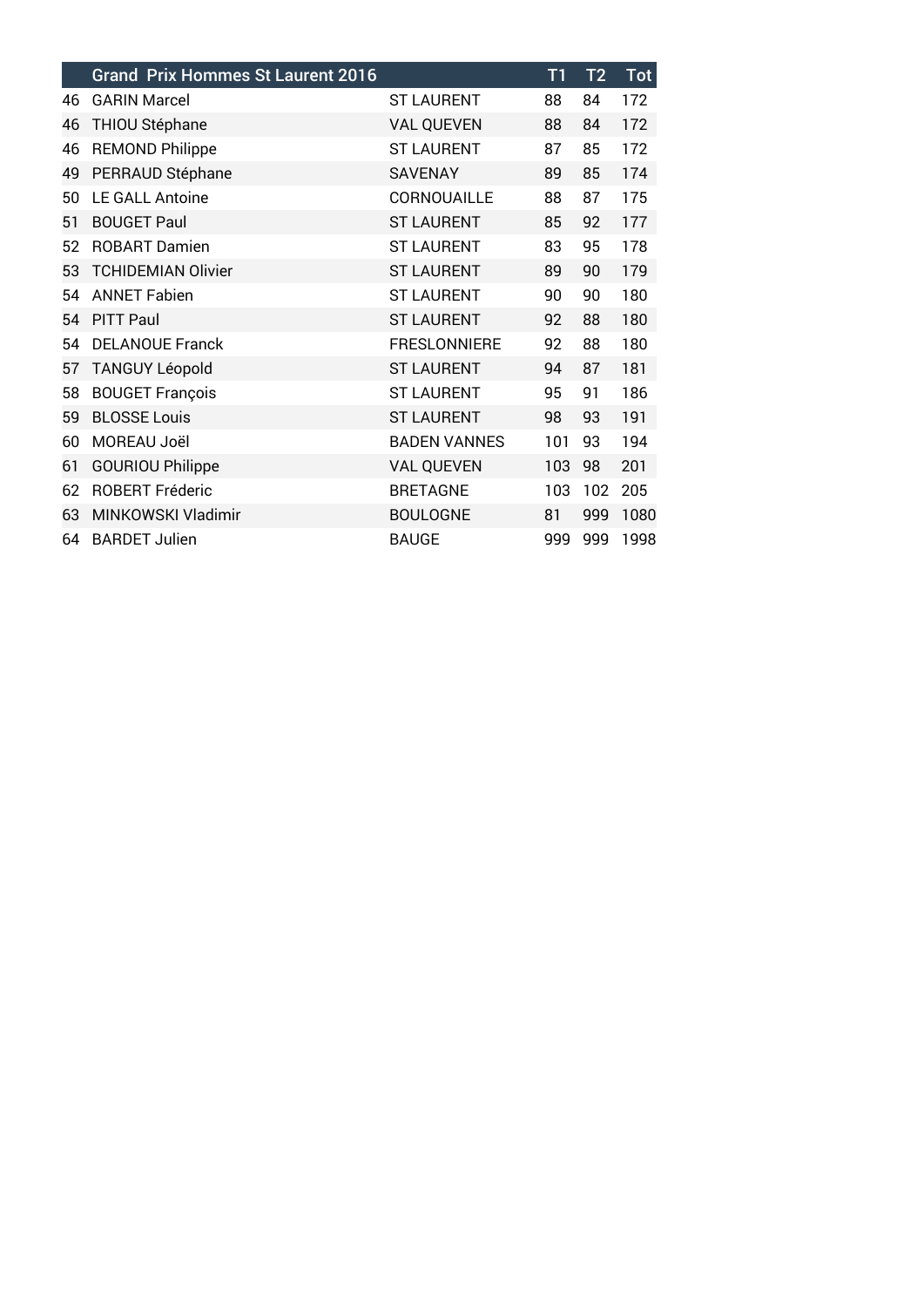| | Grand Prix Hommes St Laurent 2016 | | T1 | T2 | Tot |
|---|---|---|---|---|---|
| 46 | GARIN Marcel | ST LAURENT | 88 | 84 | 172 |
| 46 | THIOU Stéphane | VAL QUEVEN | 88 | 84 | 172 |
| 46 | REMOND Philippe | ST LAURENT | 87 | 85 | 172 |
| 49 | PERRAUD Stéphane | SAVENAY | 89 | 85 | 174 |
| 50 | LE GALL Antoine | CORNOUAILLE | 88 | 87 | 175 |
| 51 | BOUGET Paul | ST LAURENT | 85 | 92 | 177 |
| 52 | ROBART Damien | ST LAURENT | 83 | 95 | 178 |
| 53 | TCHIDEMIAN Olivier | ST LAURENT | 89 | 90 | 179 |
| 54 | ANNET Fabien | ST LAURENT | 90 | 90 | 180 |
| 54 | PITT Paul | ST LAURENT | 92 | 88 | 180 |
| 54 | DELANOUE Franck | FRESLONNIERE | 92 | 88 | 180 |
| 57 | TANGUY Léopold | ST LAURENT | 94 | 87 | 181 |
| 58 | BOUGET François | ST LAURENT | 95 | 91 | 186 |
| 59 | BLOSSE Louis | ST LAURENT | 98 | 93 | 191 |
| 60 | MOREAU Joël | BADEN VANNES | 101 | 93 | 194 |
| 61 | GOURIOU Philippe | VAL QUEVEN | 103 | 98 | 201 |
| 62 | ROBERT Fréderic | BRETAGNE | 103 | 102 | 205 |
| 63 | MINKOWSKI Vladimir | BOULOGNE | 81 | 999 | 1080 |
| 64 | BARDET Julien | BAUGE | 999 | 999 | 1998 |